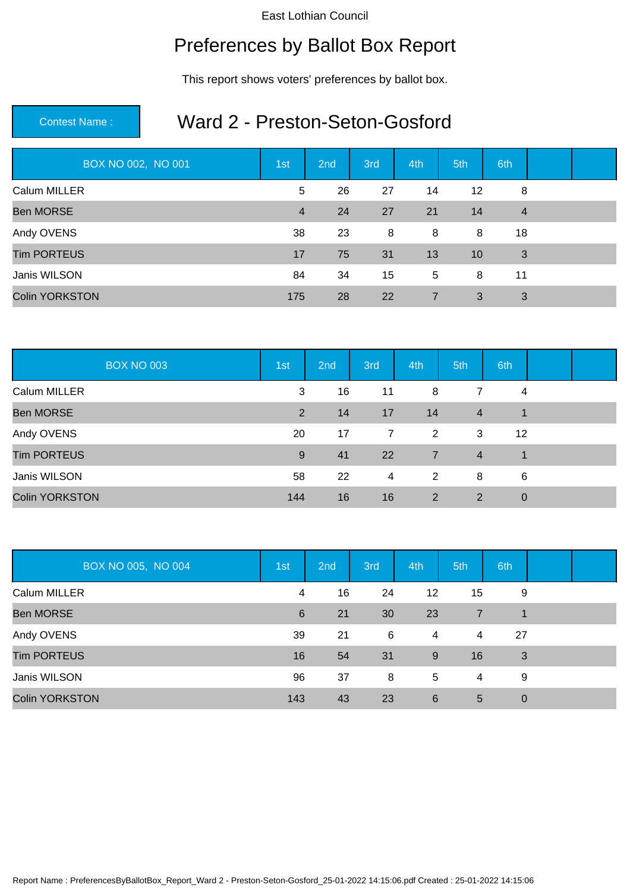East Lothian Council

# Preferences by Ballot Box Report

This report shows voters' preferences by ballot box.

**Contest Name :** 

## Ward 2 - Preston-Seton-Gosford

| BOX NO 002, NO 001 | 1st | 2nd | 3rd | 4th | 5th | 6th | | |
|---|---|---|---|---|---|---|---|---|
| Calum MILLER | 5 | 26 | 27 | 14 | 12 | 8 | | |
| Ben MORSE | 4 | 24 | 27 | 21 | 14 | 4 | | |
| Andy OVENS | 38 | 23 | 8 | 8 | 8 | 18 | | |
| Tim PORTEUS | 17 | 75 | 31 | 13 | 10 | 3 | | |
| Janis WILSON | 84 | 34 | 15 | 5 | 8 | 11 | | |
| Colin YORKSTON | 175 | 28 | 22 | 7 | 3 | 3 | | |

| BOX NO 003 | 1st | 2nd | 3rd | 4th | 5th | 6th | | |
|---|---|---|---|---|---|---|---|---|
| Calum MILLER | 3 | 16 | 11 | 8 | 7 | 4 | | |
| Ben MORSE | 2 | 14 | 17 | 14 | 4 | 1 | | |
| Andy OVENS | 20 | 17 | 7 | 2 | 3 | 12 | | |
| Tim PORTEUS | 9 | 41 | 22 | 7 | 4 | 1 | | |
| Janis WILSON | 58 | 22 | 4 | 2 | 8 | 6 | | |
| Colin YORKSTON | 144 | 16 | 16 | 2 | 2 | 0 | | |

| BOX NO 005, NO 004 | 1st | 2nd | 3rd | 4th | 5th | 6th | | |
|---|---|---|---|---|---|---|---|---|
| Calum MILLER | 4 | 16 | 24 | 12 | 15 | 9 | | |
| Ben MORSE | 6 | 21 | 30 | 23 | 7 | 1 | | |
| Andy OVENS | 39 | 21 | 6 | 4 | 4 | 27 | | |
| Tim PORTEUS | 16 | 54 | 31 | 9 | 16 | 3 | | |
| Janis WILSON | 96 | 37 | 8 | 5 | 4 | 9 | | |
| Colin YORKSTON | 143 | 43 | 23 | 6 | 5 | 0 | | |

Report Name : PreferencesByBallotBox_Report_Ward 2 - Preston-Seton-Gosford_25-01-2022 14:15:06.pdf Created : 25-01-2022 14:15:06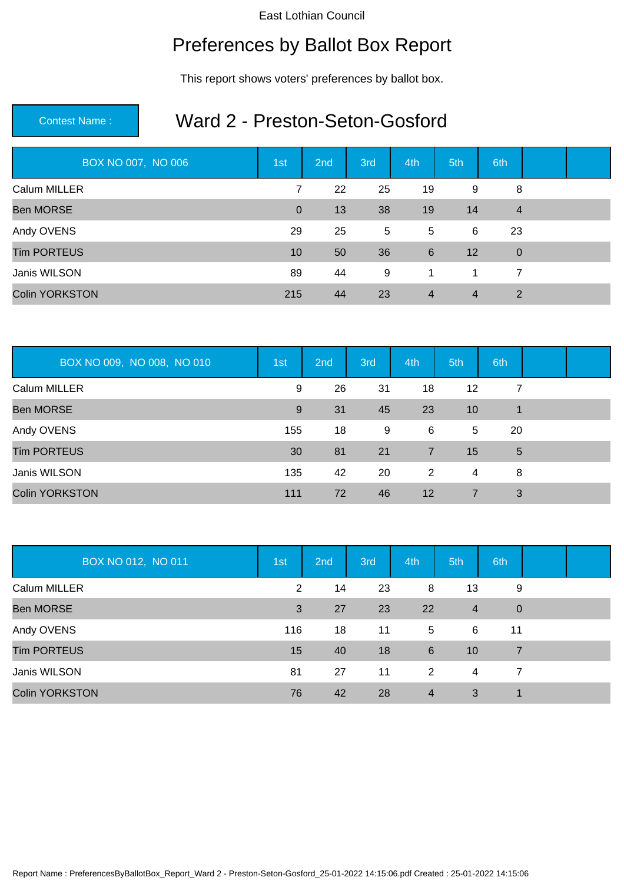East Lothian Council

# Preferences by Ballot Box Report

This report shows voters' preferences by ballot box.

**Contest Name :** Ward 2 - Preston-Seton-Gosford

| BOX NO 007, NO 006 | 1st | 2nd | 3rd | 4th | 5th | 6th | | |
|---|---|---|---|---|---|---|---|---|
| Calum MILLER | 7 | 22 | 25 | 19 | 9 | 8 | | |
| Ben MORSE | 0 | 13 | 38 | 19 | 14 | 4 | | |
| Andy OVENS | 29 | 25 | 5 | 5 | 6 | 23 | | |
| Tim PORTEUS | 10 | 50 | 36 | 6 | 12 | 0 | | |
| Janis WILSON | 89 | 44 | 9 | 1 | 1 | 7 | | |
| Colin YORKSTON | 215 | 44 | 23 | 4 | 4 | 2 | | |

| BOX NO 009, NO 008, NO 010 | 1st | 2nd | 3rd | 4th | 5th | 6th | | |
|---|---|---|---|---|---|---|---|---|
| Calum MILLER | 9 | 26 | 31 | 18 | 12 | 7 | | |
| Ben MORSE | 9 | 31 | 45 | 23 | 10 | 1 | | |
| Andy OVENS | 155 | 18 | 9 | 6 | 5 | 20 | | |
| Tim PORTEUS | 30 | 81 | 21 | 7 | 15 | 5 | | |
| Janis WILSON | 135 | 42 | 20 | 2 | 4 | 8 | | |
| Colin YORKSTON | 111 | 72 | 46 | 12 | 7 | 3 | | |

| BOX NO 012, NO 011 | 1st | 2nd | 3rd | 4th | 5th | 6th | | |
|---|---|---|---|---|---|---|---|---|
| Calum MILLER | 2 | 14 | 23 | 8 | 13 | 9 | | |
| Ben MORSE | 3 | 27 | 23 | 22 | 4 | 0 | | |
| Andy OVENS | 116 | 18 | 11 | 5 | 6 | 11 | | |
| Tim PORTEUS | 15 | 40 | 18 | 6 | 10 | 7 | | |
| Janis WILSON | 81 | 27 | 11 | 2 | 4 | 7 | | |
| Colin YORKSTON | 76 | 42 | 28 | 4 | 3 | 1 | | |

Report Name : PreferencesByBallotBox_Report_Ward 2 - Preston-Seton-Gosford_25-01-2022 14:15:06.pdf Created : 25-01-2022 14:15:06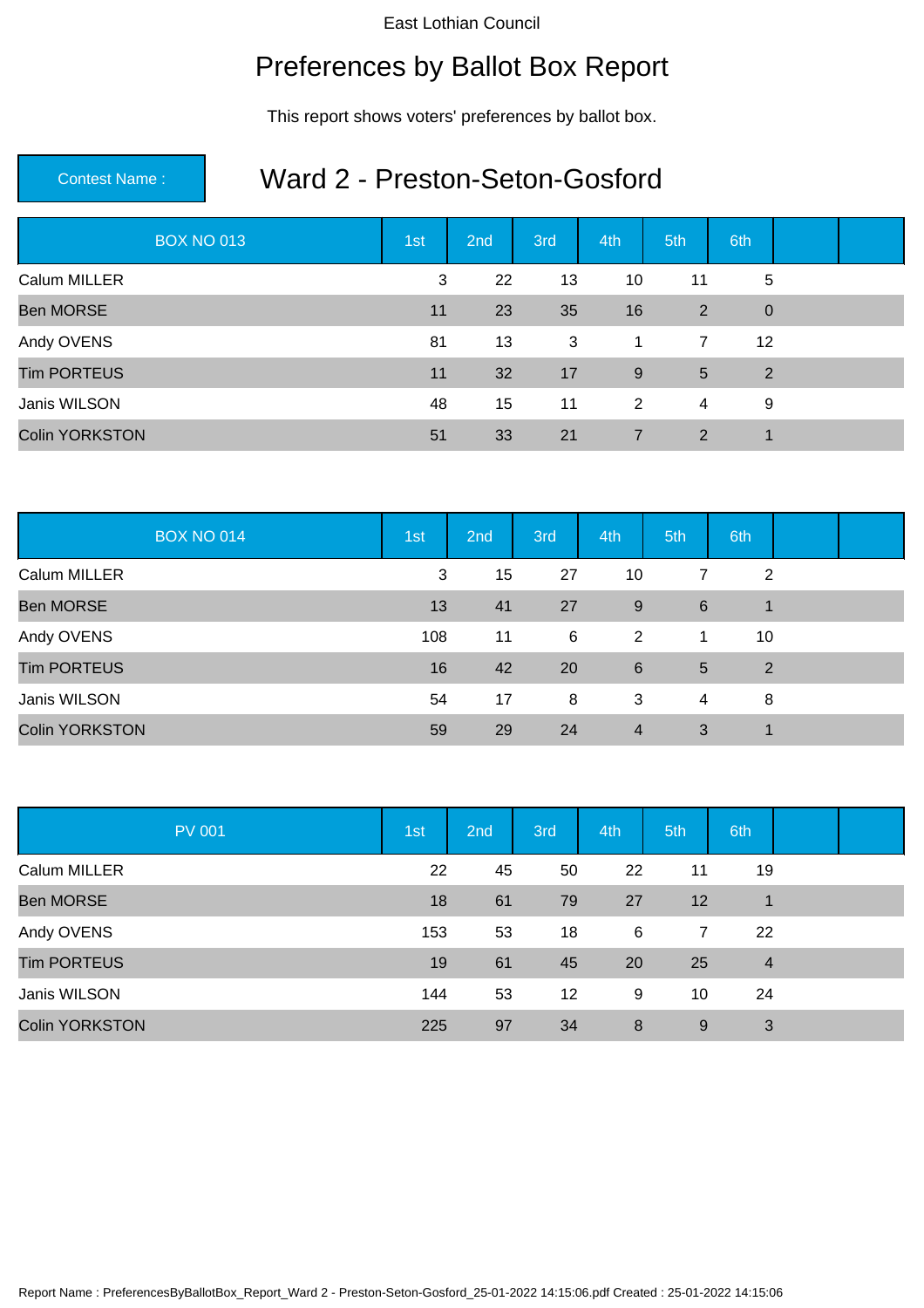East Lothian Council

# Preferences by Ballot Box Report

This report shows voters' preferences by ballot box.

**Contest Name :** 

## Ward 2 - Preston-Seton-Gosford

| BOX NO 013 | 1st | 2nd | 3rd | 4th | 5th | 6th | | |
|---|---|---|---|---|---|---|---|---|
| Calum MILLER | 3 | 22 | 13 | 10 | 11 | 5 | | |
| Ben MORSE | 11 | 23 | 35 | 16 | 2 | 0 | | |
| Andy OVENS | 81 | 13 | 3 | 1 | 7 | 12 | | |
| Tim PORTEUS | 11 | 32 | 17 | 9 | 5 | 2 | | |
| Janis WILSON | 48 | 15 | 11 | 2 | 4 | 9 | | |
| Colin YORKSTON | 51 | 33 | 21 | 7 | 2 | 1 | | |

| BOX NO 014 | 1st | 2nd | 3rd | 4th | 5th | 6th | | |
|---|---|---|---|---|---|---|---|---|
| Calum MILLER | 3 | 15 | 27 | 10 | 7 | 2 | | |
| Ben MORSE | 13 | 41 | 27 | 9 | 6 | 1 | | |
| Andy OVENS | 108 | 11 | 6 | 2 | 1 | 10 | | |
| Tim PORTEUS | 16 | 42 | 20 | 6 | 5 | 2 | | |
| Janis WILSON | 54 | 17 | 8 | 3 | 4 | 8 | | |
| Colin YORKSTON | 59 | 29 | 24 | 4 | 3 | 1 | | |

| PV 001 | 1st | 2nd | 3rd | 4th | 5th | 6th | | |
|---|---|---|---|---|---|---|---|---|
| Calum MILLER | 22 | 45 | 50 | 22 | 11 | 19 | | |
| Ben MORSE | 18 | 61 | 79 | 27 | 12 | 1 | | |
| Andy OVENS | 153 | 53 | 18 | 6 | 7 | 22 | | |
| Tim PORTEUS | 19 | 61 | 45 | 20 | 25 | 4 | | |
| Janis WILSON | 144 | 53 | 12 | 9 | 10 | 24 | | |
| Colin YORKSTON | 225 | 97 | 34 | 8 | 9 | 3 | | |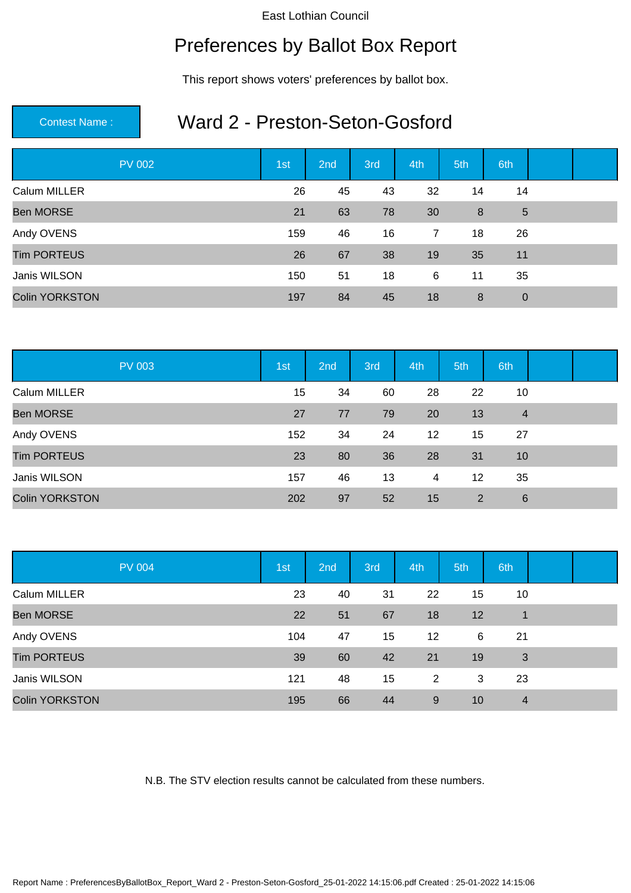East Lothian Council

# Preferences by Ballot Box Report

This report shows voters' preferences by ballot box.

**Contest Name :** Ward 2 - Preston-Seton-Gosford

| PV 002 | 1st | 2nd | 3rd | 4th | 5th | 6th | | |
|---|---|---|---|---|---|---|---|---|
| Calum MILLER | 26 | 45 | 43 | 32 | 14 | 14 | | |
| Ben MORSE | 21 | 63 | 78 | 30 | 8 | 5 | | |
| Andy OVENS | 159 | 46 | 16 | 7 | 18 | 26 | | |
| Tim PORTEUS | 26 | 67 | 38 | 19 | 35 | 11 | | |
| Janis WILSON | 150 | 51 | 18 | 6 | 11 | 35 | | |
| Colin YORKSTON | 197 | 84 | 45 | 18 | 8 | 0 | | |

| PV 003 | 1st | 2nd | 3rd | 4th | 5th | 6th | | |
|---|---|---|---|---|---|---|---|---|
| Calum MILLER | 15 | 34 | 60 | 28 | 22 | 10 | | |
| Ben MORSE | 27 | 77 | 79 | 20 | 13 | 4 | | |
| Andy OVENS | 152 | 34 | 24 | 12 | 15 | 27 | | |
| Tim PORTEUS | 23 | 80 | 36 | 28 | 31 | 10 | | |
| Janis WILSON | 157 | 46 | 13 | 4 | 12 | 35 | | |
| Colin YORKSTON | 202 | 97 | 52 | 15 | 2 | 6 | | |

| PV 004 | 1st | 2nd | 3rd | 4th | 5th | 6th | | |
|---|---|---|---|---|---|---|---|---|
| Calum MILLER | 23 | 40 | 31 | 22 | 15 | 10 | | |
| Ben MORSE | 22 | 51 | 67 | 18 | 12 | 1 | | |
| Andy OVENS | 104 | 47 | 15 | 12 | 6 | 21 | | |
| Tim PORTEUS | 39 | 60 | 42 | 21 | 19 | 3 | | |
| Janis WILSON | 121 | 48 | 15 | 2 | 3 | 23 | | |
| Colin YORKSTON | 195 | 66 | 44 | 9 | 10 | 4 | | |

N.B. The STV election results cannot be calculated from these numbers.

Report Name : PreferencesByBallotBox_Report_Ward 2 - Preston-Seton-Gosford_25-01-2022 14:15:06.pdf Created : 25-01-2022 14:15:06